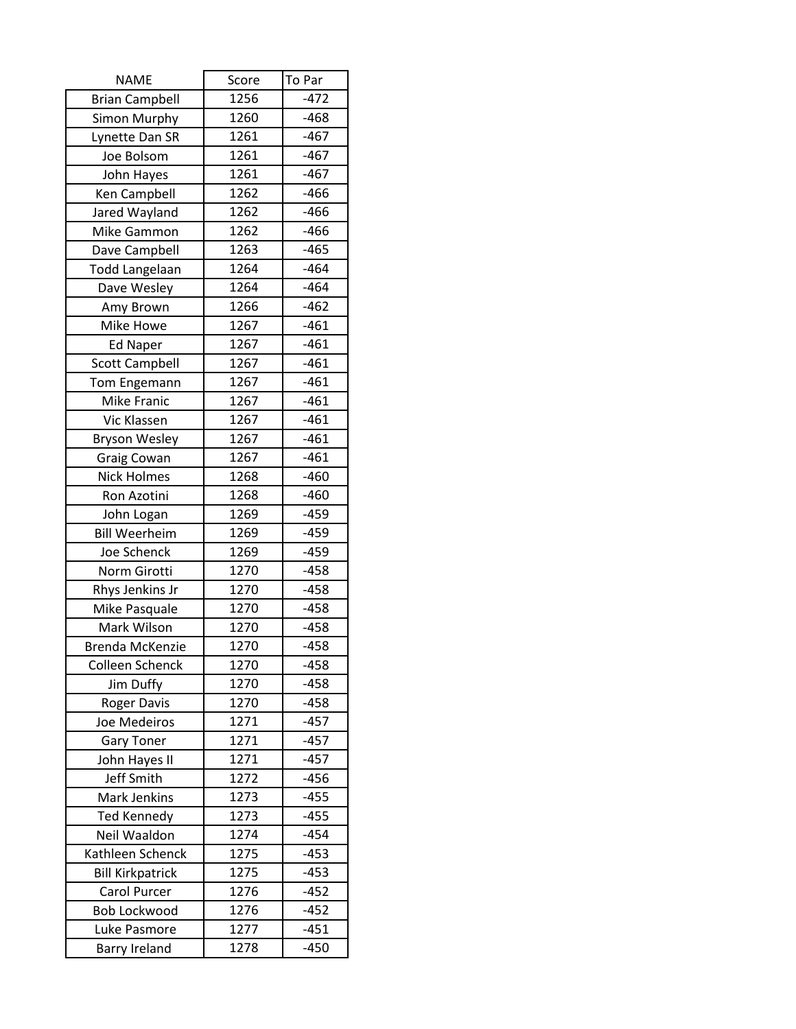| NAME | Score | To Par |
|---|---|---|
| Brian Campbell | 1256 | -472 |
| Simon Murphy | 1260 | -468 |
| Lynette Dan SR | 1261 | -467 |
| Joe Bolsom | 1261 | -467 |
| John Hayes | 1261 | -467 |
| Ken Campbell | 1262 | -466 |
| Jared Wayland | 1262 | -466 |
| Mike Gammon | 1262 | -466 |
| Dave Campbell | 1263 | -465 |
| Todd Langelaan | 1264 | -464 |
| Dave Wesley | 1264 | -464 |
| Amy Brown | 1266 | -462 |
| Mike Howe | 1267 | -461 |
| Ed Naper | 1267 | -461 |
| Scott Campbell | 1267 | -461 |
| Tom Engemann | 1267 | -461 |
| Mike Franic | 1267 | -461 |
| Vic Klassen | 1267 | -461 |
| Bryson Wesley | 1267 | -461 |
| Graig Cowan | 1267 | -461 |
| Nick Holmes | 1268 | -460 |
| Ron Azotini | 1268 | -460 |
| John Logan | 1269 | -459 |
| Bill Weerheim | 1269 | -459 |
| Joe Schenck | 1269 | -459 |
| Norm Girotti | 1270 | -458 |
| Rhys Jenkins Jr | 1270 | -458 |
| Mike Pasquale | 1270 | -458 |
| Mark Wilson | 1270 | -458 |
| Brenda McKenzie | 1270 | -458 |
| Colleen Schenck | 1270 | -458 |
| Jim Duffy | 1270 | -458 |
| Roger Davis | 1270 | -458 |
| Joe Medeiros | 1271 | -457 |
| Gary Toner | 1271 | -457 |
| John Hayes II | 1271 | -457 |
| Jeff Smith | 1272 | -456 |
| Mark Jenkins | 1273 | -455 |
| Ted Kennedy | 1273 | -455 |
| Neil Waaldon | 1274 | -454 |
| Kathleen Schenck | 1275 | -453 |
| Bill Kirkpatrick | 1275 | -453 |
| Carol Purcer | 1276 | -452 |
| Bob Lockwood | 1276 | -452 |
| Luke Pasmore | 1277 | -451 |
| Barry Ireland | 1278 | -450 |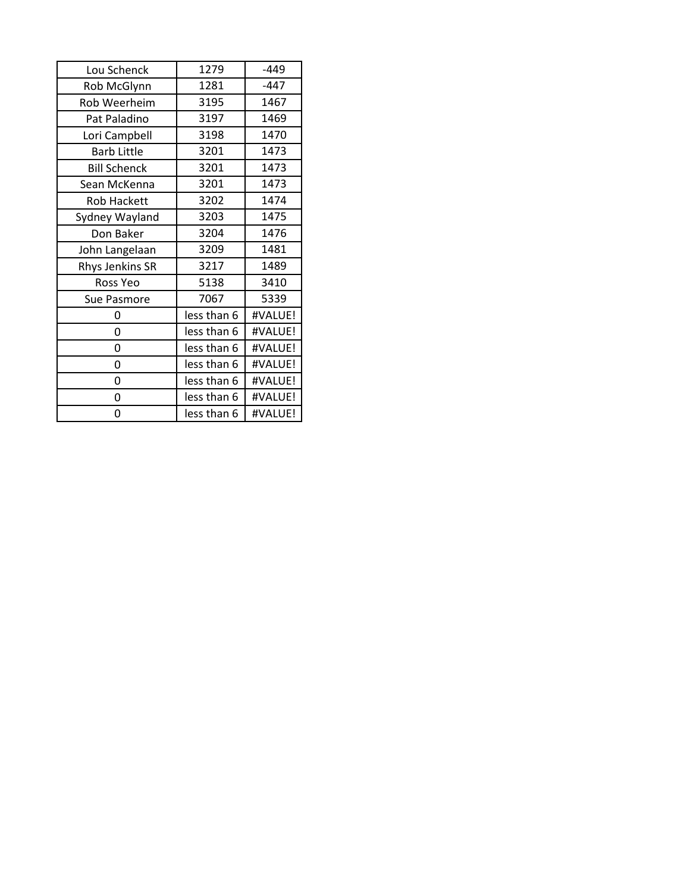| | | |
|---|---|---|
| Lou Schenck | 1279 | -449 |
| Rob McGlynn | 1281 | -447 |
| Rob Weerheim | 3195 | 1467 |
| Pat Paladino | 3197 | 1469 |
| Lori Campbell | 3198 | 1470 |
| Barb Little | 3201 | 1473 |
| Bill Schenck | 3201 | 1473 |
| Sean McKenna | 3201 | 1473 |
| Rob Hackett | 3202 | 1474 |
| Sydney Wayland | 3203 | 1475 |
| Don Baker | 3204 | 1476 |
| John Langelaan | 3209 | 1481 |
| Rhys Jenkins SR | 3217 | 1489 |
| Ross Yeo | 5138 | 3410 |
| Sue Pasmore | 7067 | 5339 |
| 0 | less than 6 | #VALUE! |
| 0 | less than 6 | #VALUE! |
| 0 | less than 6 | #VALUE! |
| 0 | less than 6 | #VALUE! |
| 0 | less than 6 | #VALUE! |
| 0 | less than 6 | #VALUE! |
| 0 | less than 6 | #VALUE! |